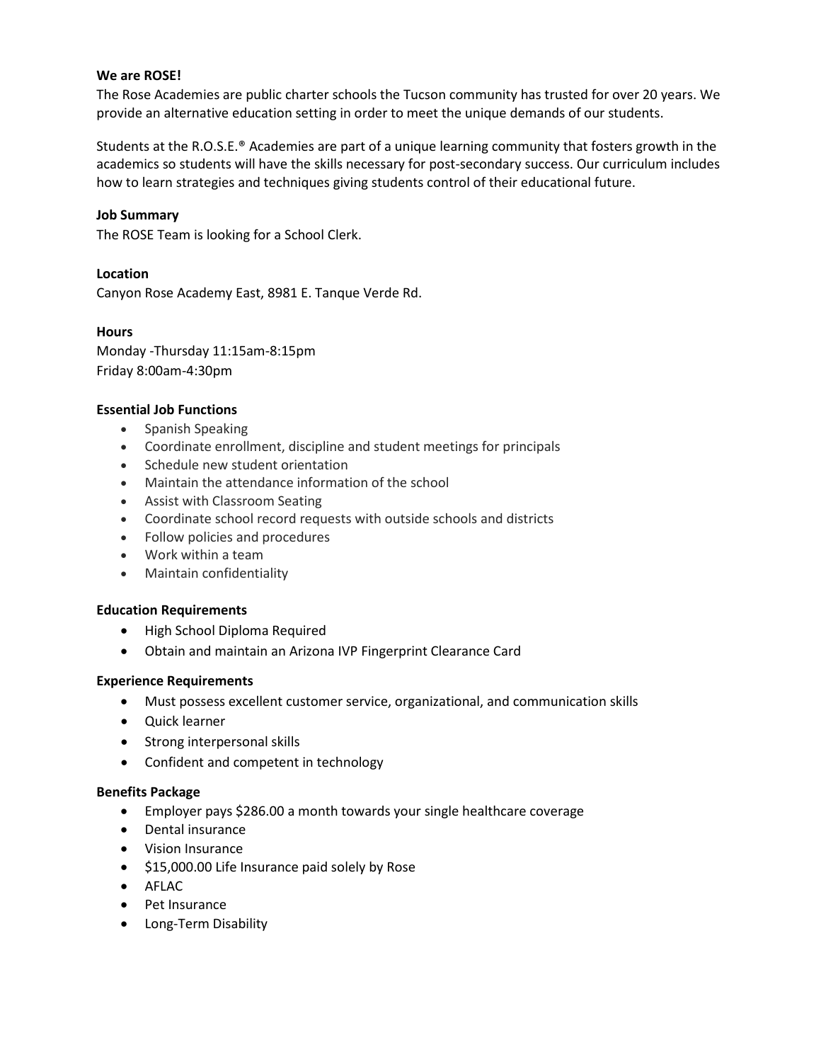**We are ROSE!**

The Rose Academies are public charter schools the Tucson community has trusted for over 20 years. We provide an alternative education setting in order to meet the unique demands of our students.

Students at the R.O.S.E.® Academies are part of a unique learning community that fosters growth in the academics so students will have the skills necessary for post-secondary success. Our curriculum includes how to learn strategies and techniques giving students control of their educational future.

**Job Summary**

The ROSE Team is looking for a School Clerk.

**Location**

Canyon Rose Academy East, 8981 E. Tanque Verde Rd.

**Hours**

Monday -Thursday 11:15am-8:15pm
Friday 8:00am-4:30pm

**Essential Job Functions**

- Spanish Speaking
- Coordinate enrollment, discipline and student meetings for principals
- Schedule new student orientation
- Maintain the attendance information of the school
- Assist with Classroom Seating
- Coordinate school record requests with outside schools and districts
- Follow policies and procedures
- Work within a team
- Maintain confidentiality

**Education Requirements**

- High School Diploma Required
- Obtain and maintain an Arizona IVP Fingerprint Clearance Card

**Experience Requirements**

- Must possess excellent customer service, organizational, and communication skills
- Quick learner
- Strong interpersonal skills
- Confident and competent in technology

**Benefits Package**

- Employer pays $286.00 a month towards your single healthcare coverage
- Dental insurance
- Vision Insurance
- $15,000.00 Life Insurance paid solely by Rose
- AFLAC
- Pet Insurance
- Long-Term Disability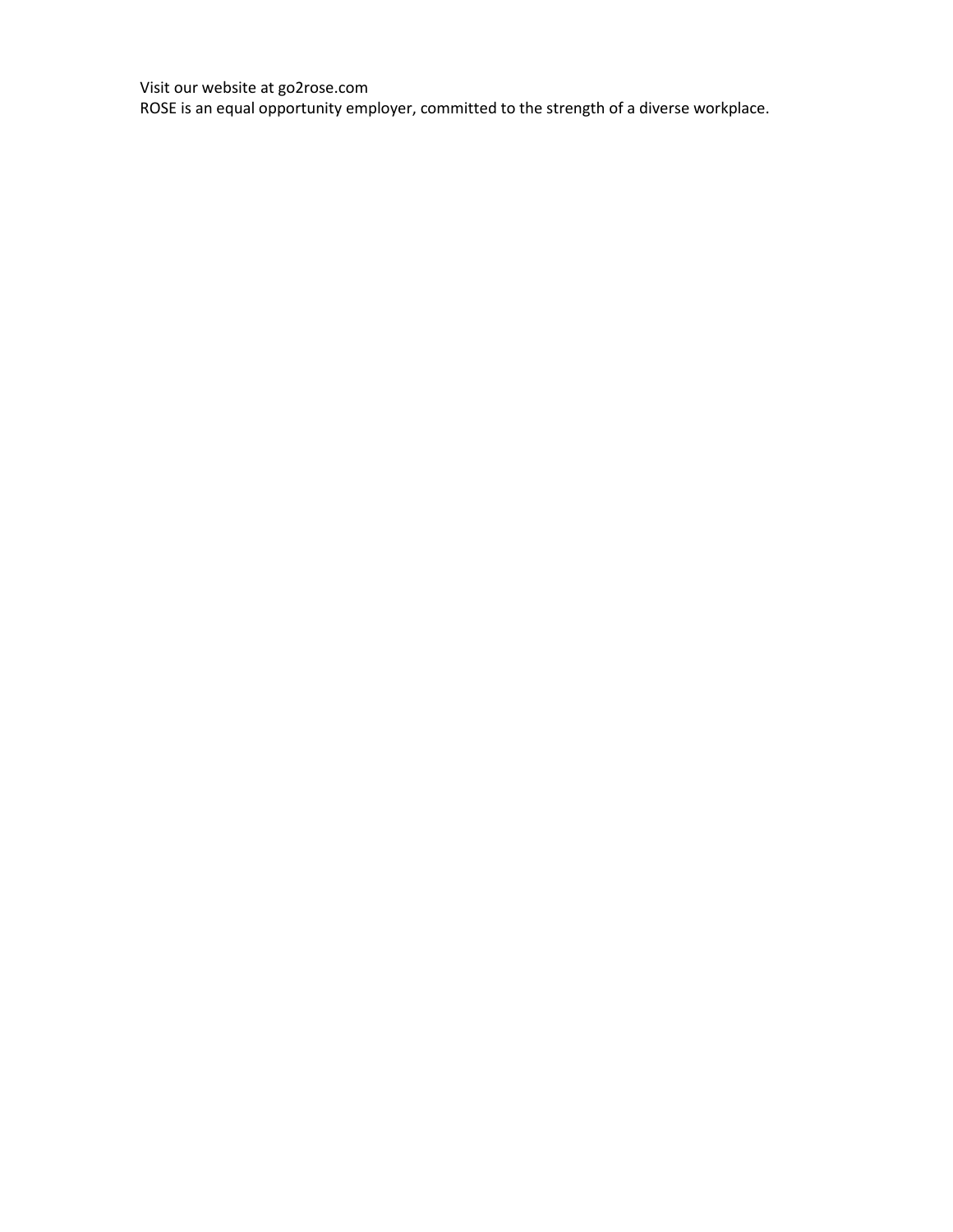Visit our website at go2rose.com

ROSE is an equal opportunity employer, committed to the strength of a diverse workplace.